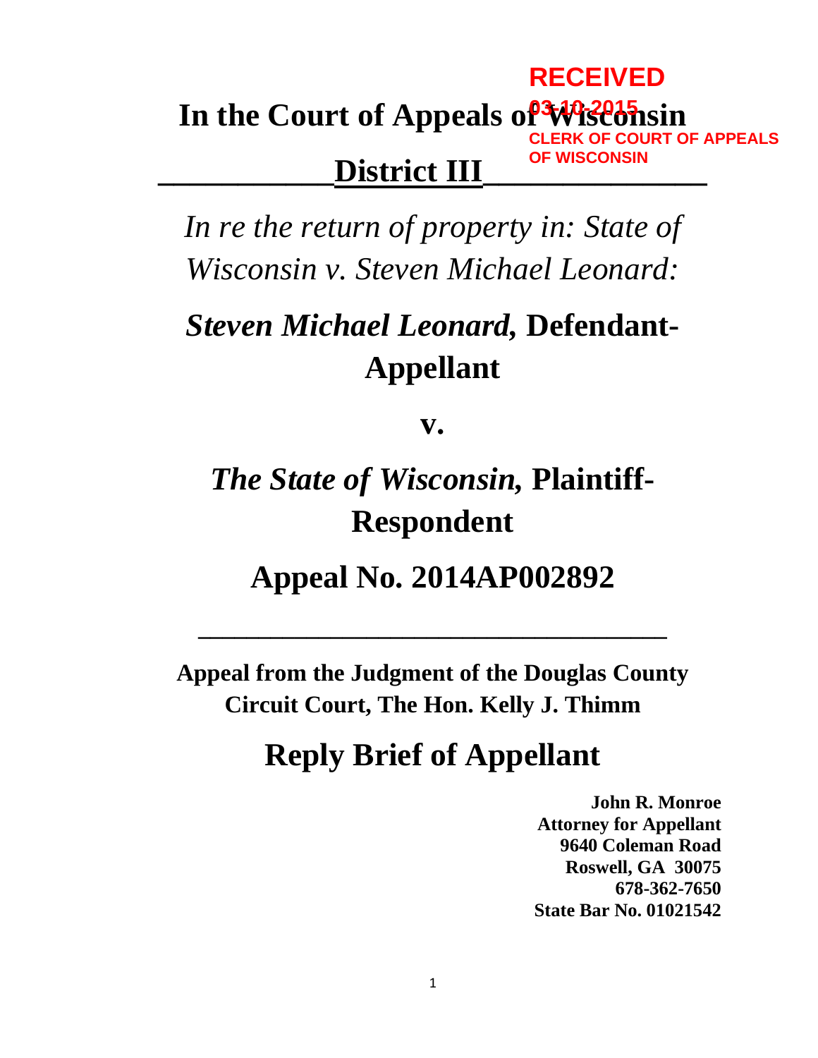RECEIVED
03-10-2015
CLERK OF COURT OF APPEALS
OF WISCONSIN

# In the Court of Appeals of Wisconsin

## District III

*In re the return of property in: State of Wisconsin v. Steven Michael Leonard:*

## *Steven Michael Leonard,* Defendant-Appellant

**v.**

## *The State of Wisconsin,* Plaintiff-Respondent

## Appeal No. 2014AP002892

---

**Appeal from the Judgment of the Douglas County Circuit Court, The Hon. Kelly J. Thimm**

# Reply Brief of Appellant

**John R. Monroe**
**Attorney for Appellant**
**9640 Coleman Road**
**Roswell, GA 30075**
**678-362-7650**
**State Bar No. 01021542**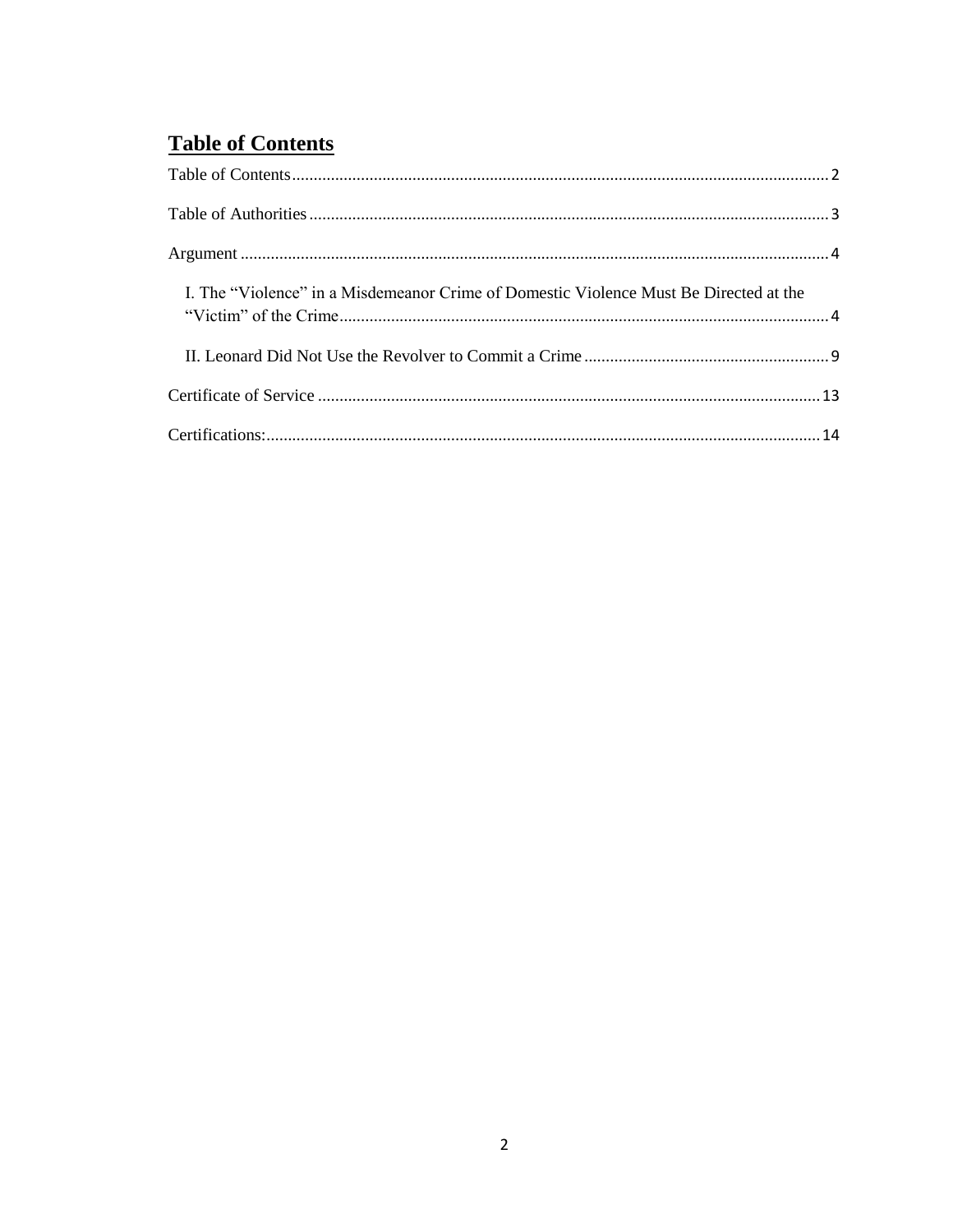# Table of Contents

Table of Contents ........................................................................................................................ 2

Table of Authorities ..................................................................................................................... 3

Argument ..................................................................................................................................... 4

I. The "Violence" in a Misdemeanor Crime of Domestic Violence Must Be Directed at the "Victim" of the Crime ........................................................................................................... 4

II. Leonard Did Not Use the Revolver to Commit a Crime ....................................................... 9

Certificate of Service ................................................................................................................. 13

Certifications: ............................................................................................................................ 14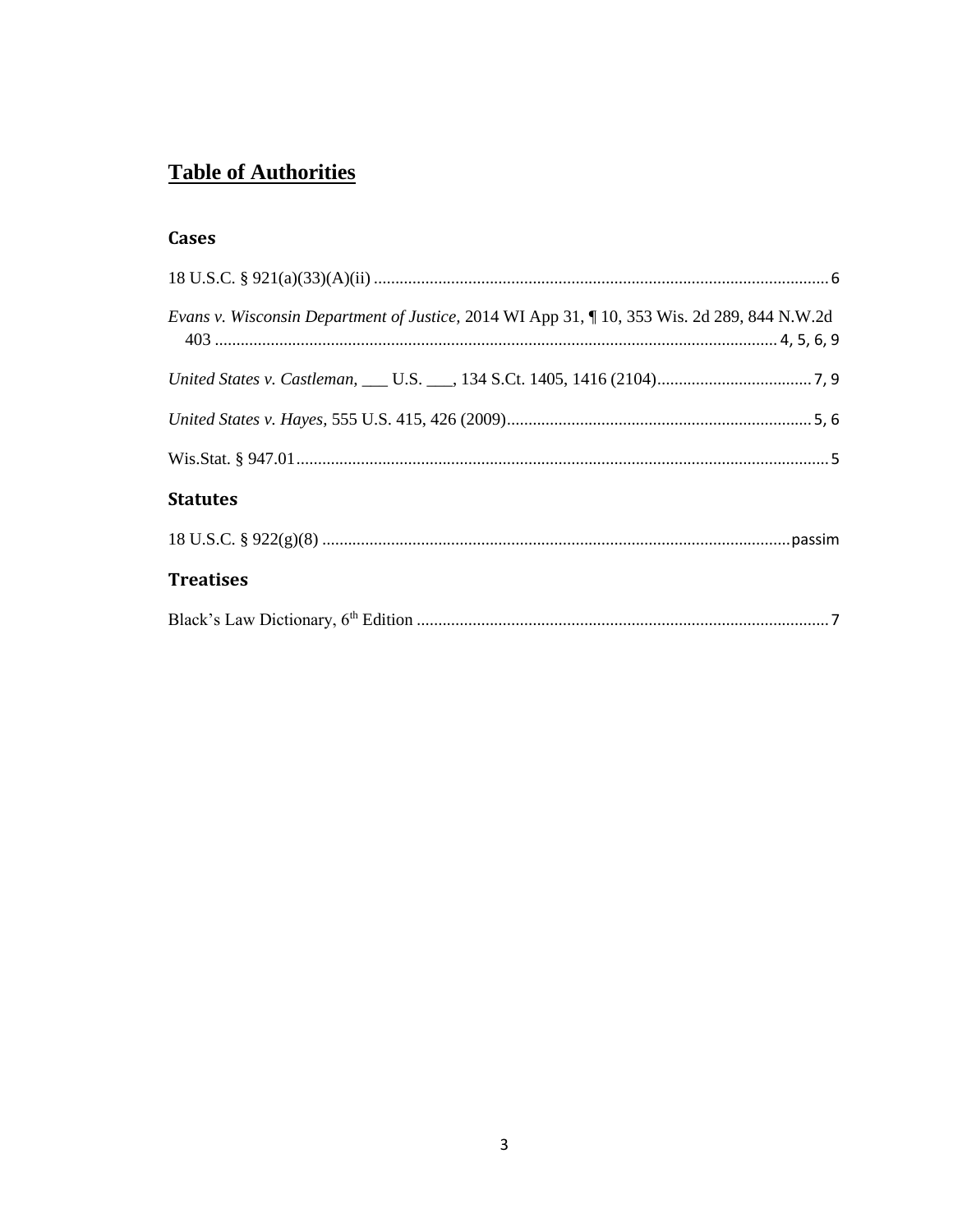# **Table of Authorities**

## Cases

18 U.S.C. § 921(a)(33)(A)(ii) .......................................................................................................... 6

*Evans v. Wisconsin Department of Justice*, 2014 WI App 31, ¶ 10, 353 Wis. 2d 289, 844 N.W.2d 403 .................................................................................................................................. 4, 5, 6, 9

*United States v. Castleman*, ___ U.S. ___, 134 S.Ct. 1405, 1416 (2104)................................... 7, 9

*United States v. Hayes*, 555 U.S. 415, 426 (2009)...................................................................... 5, 6

Wis.Stat. § 947.01........................................................................................................................... 5

## Statutes

18 U.S.C. § 922(g)(8) ........................................................................................................... passim

## Treatises

Black's Law Dictionary, 6th Edition ............................................................................................... 7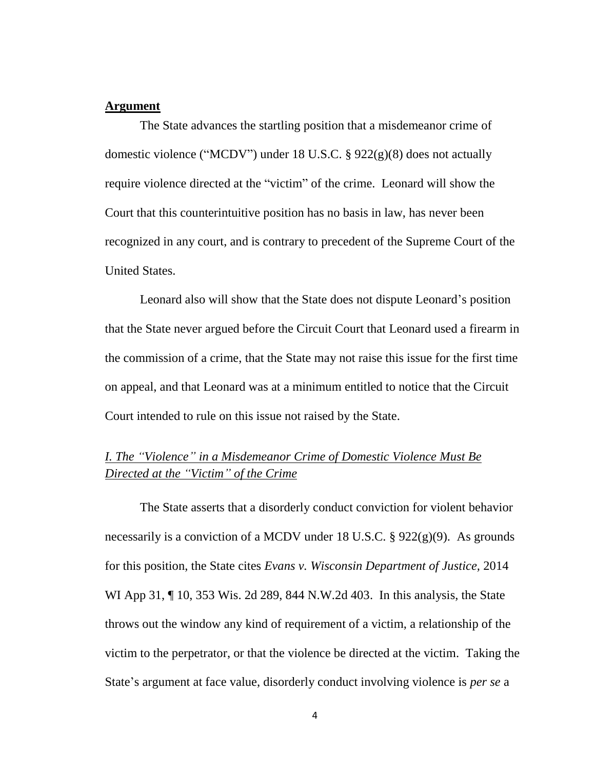## Argument

The State advances the startling position that a misdemeanor crime of domestic violence ("MCDV") under 18 U.S.C. § 922(g)(8) does not actually require violence directed at the "victim" of the crime. Leonard will show the Court that this counterintuitive position has no basis in law, has never been recognized in any court, and is contrary to precedent of the Supreme Court of the United States.

Leonard also will show that the State does not dispute Leonard's position that the State never argued before the Circuit Court that Leonard used a firearm in the commission of a crime, that the State may not raise this issue for the first time on appeal, and that Leonard was at a minimum entitled to notice that the Circuit Court intended to rule on this issue not raised by the State.

### *I. The "Violence" in a Misdemeanor Crime of Domestic Violence Must Be Directed at the "Victim" of the Crime*

The State asserts that a disorderly conduct conviction for violent behavior necessarily is a conviction of a MCDV under 18 U.S.C. § 922(g)(9). As grounds for this position, the State cites *Evans v. Wisconsin Department of Justice,* 2014 WI App 31, ¶ 10, 353 Wis. 2d 289, 844 N.W.2d 403. In this analysis, the State throws out the window any kind of requirement of a victim, a relationship of the victim to the perpetrator, or that the violence be directed at the victim. Taking the State's argument at face value, disorderly conduct involving violence is *per se* a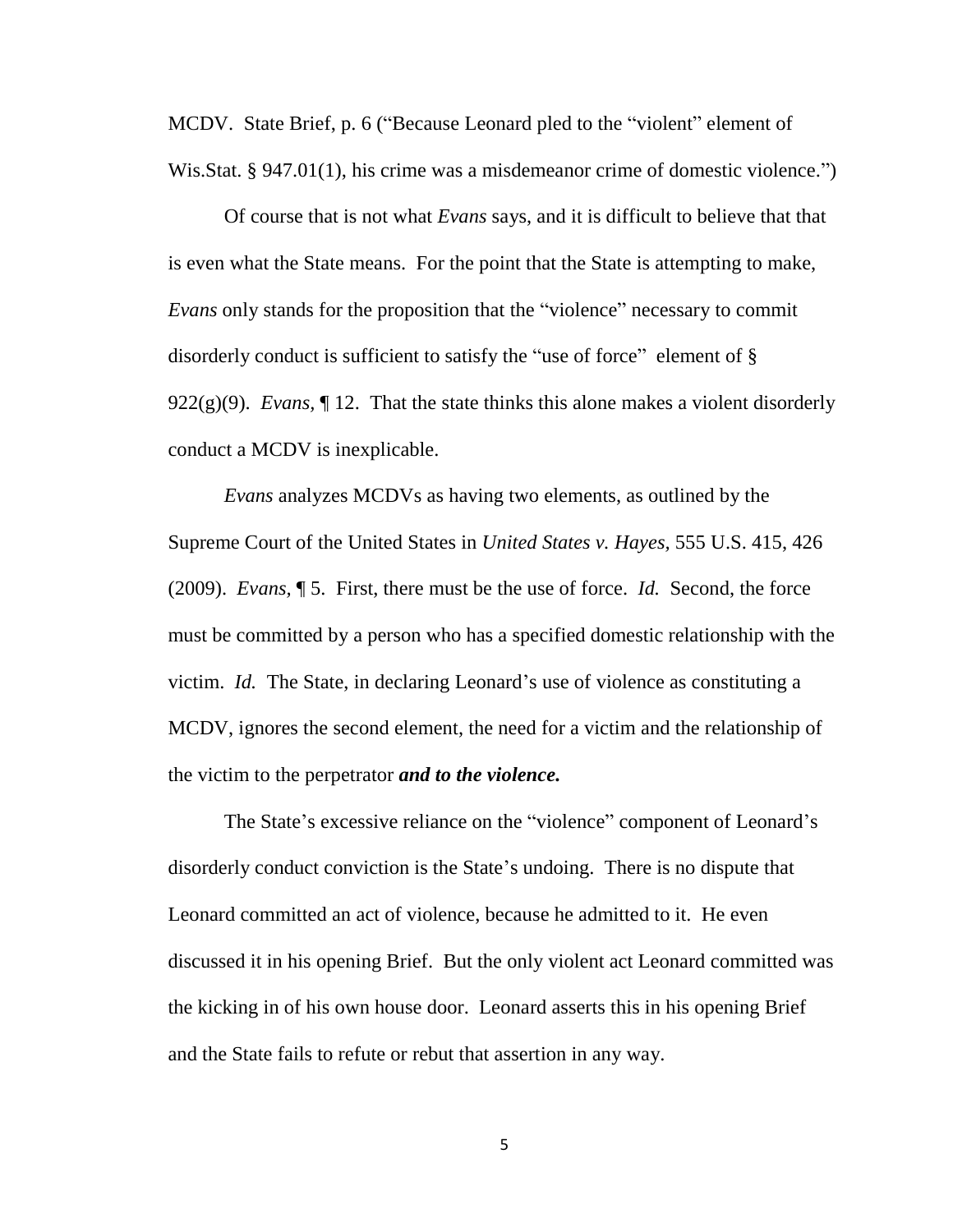MCDV. State Brief, p. 6 ("Because Leonard pled to the "violent" element of Wis.Stat. § 947.01(1), his crime was a misdemeanor crime of domestic violence.")

Of course that is not what *Evans* says, and it is difficult to believe that that is even what the State means. For the point that the State is attempting to make, *Evans* only stands for the proposition that the "violence" necessary to commit disorderly conduct is sufficient to satisfy the "use of force" element of § 922(g)(9). *Evans,* ¶ 12. That the state thinks this alone makes a violent disorderly conduct a MCDV is inexplicable.

*Evans* analyzes MCDVs as having two elements, as outlined by the Supreme Court of the United States in *United States v. Hayes,* 555 U.S. 415, 426 (2009). *Evans,* ¶ 5. First, there must be the use of force. *Id.* Second, the force must be committed by a person who has a specified domestic relationship with the victim. *Id.* The State, in declaring Leonard's use of violence as constituting a MCDV, ignores the second element, the need for a victim and the relationship of the victim to the perpetrator ***and to the violence.***

The State's excessive reliance on the "violence" component of Leonard's disorderly conduct conviction is the State's undoing. There is no dispute that Leonard committed an act of violence, because he admitted to it. He even discussed it in his opening Brief. But the only violent act Leonard committed was the kicking in of his own house door. Leonard asserts this in his opening Brief and the State fails to refute or rebut that assertion in any way.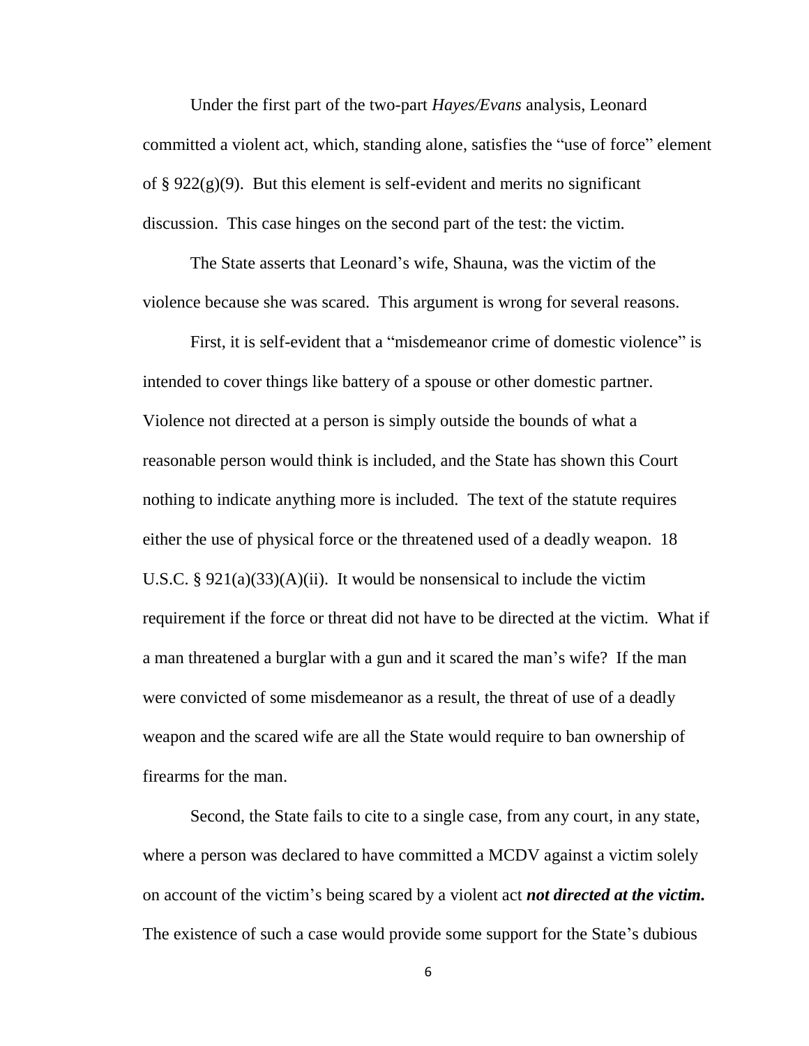Under the first part of the two-part *Hayes/Evans* analysis, Leonard committed a violent act, which, standing alone, satisfies the "use of force" element of § 922(g)(9). But this element is self-evident and merits no significant discussion. This case hinges on the second part of the test: the victim.

The State asserts that Leonard's wife, Shauna, was the victim of the violence because she was scared. This argument is wrong for several reasons.

First, it is self-evident that a "misdemeanor crime of domestic violence" is intended to cover things like battery of a spouse or other domestic partner. Violence not directed at a person is simply outside the bounds of what a reasonable person would think is included, and the State has shown this Court nothing to indicate anything more is included. The text of the statute requires either the use of physical force or the threatened used of a deadly weapon. 18 U.S.C. § 921(a)(33)(A)(ii). It would be nonsensical to include the victim requirement if the force or threat did not have to be directed at the victim. What if a man threatened a burglar with a gun and it scared the man's wife? If the man were convicted of some misdemeanor as a result, the threat of use of a deadly weapon and the scared wife are all the State would require to ban ownership of firearms for the man.

Second, the State fails to cite to a single case, from any court, in any state, where a person was declared to have committed a MCDV against a victim solely on account of the victim's being scared by a violent act ***not directed at the victim.*** The existence of such a case would provide some support for the State's dubious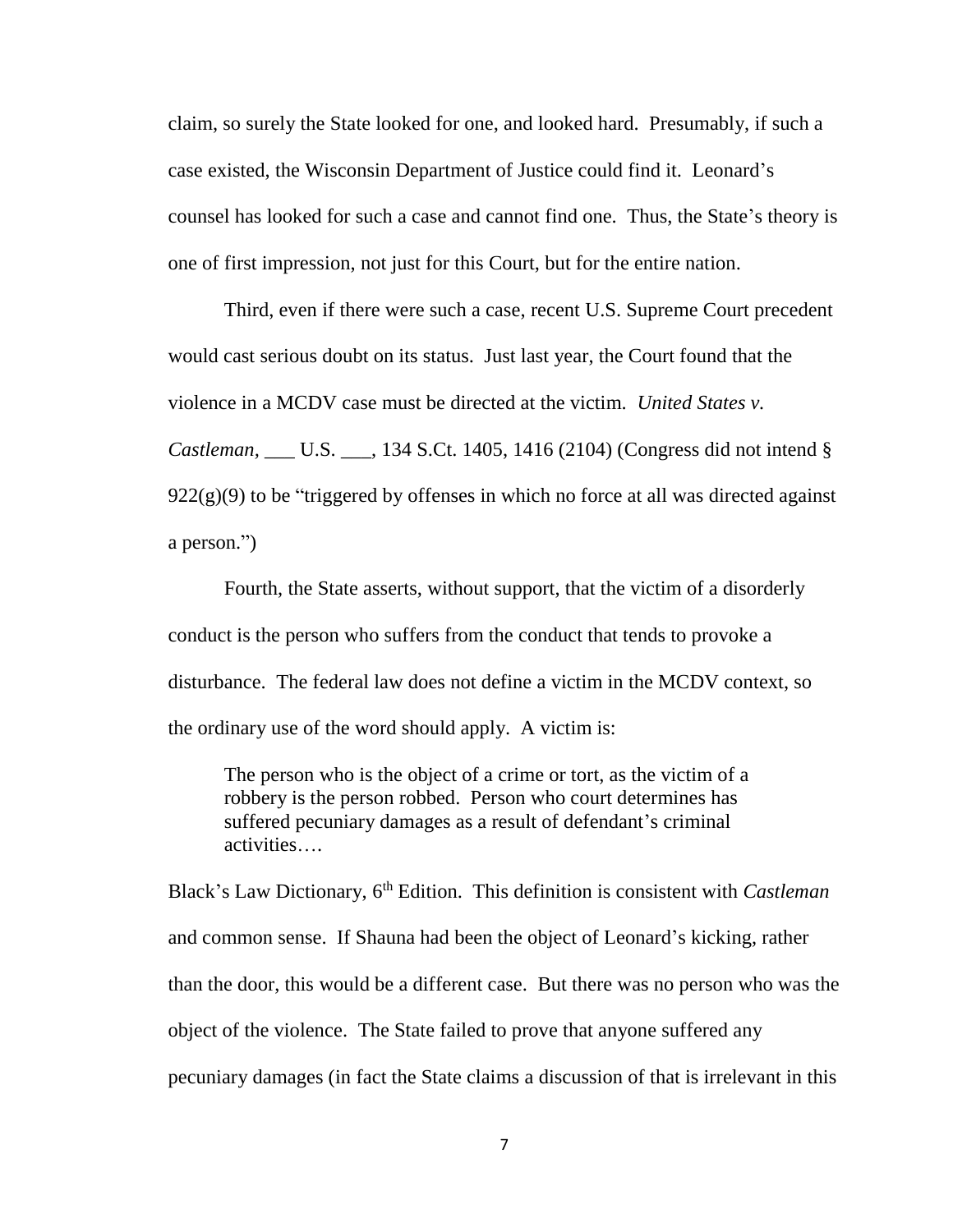claim, so surely the State looked for one, and looked hard. Presumably, if such a case existed, the Wisconsin Department of Justice could find it. Leonard's counsel has looked for such a case and cannot find one. Thus, the State's theory is one of first impression, not just for this Court, but for the entire nation.

Third, even if there were such a case, recent U.S. Supreme Court precedent would cast serious doubt on its status. Just last year, the Court found that the violence in a MCDV case must be directed at the victim. *United States v. Castleman,* ___ U.S. ___, 134 S.Ct. 1405, 1416 (2104) (Congress did not intend § 922(g)(9) to be "triggered by offenses in which no force at all was directed against a person.")

Fourth, the State asserts, without support, that the victim of a disorderly conduct is the person who suffers from the conduct that tends to provoke a disturbance. The federal law does not define a victim in the MCDV context, so the ordinary use of the word should apply. A victim is:

> The person who is the object of a crime or tort, as the victim of a robbery is the person robbed. Person who court determines has suffered pecuniary damages as a result of defendant's criminal activities….

Black's Law Dictionary, 6th Edition. This definition is consistent with *Castleman* and common sense. If Shauna had been the object of Leonard's kicking, rather than the door, this would be a different case. But there was no person who was the object of the violence. The State failed to prove that anyone suffered any pecuniary damages (in fact the State claims a discussion of that is irrelevant in this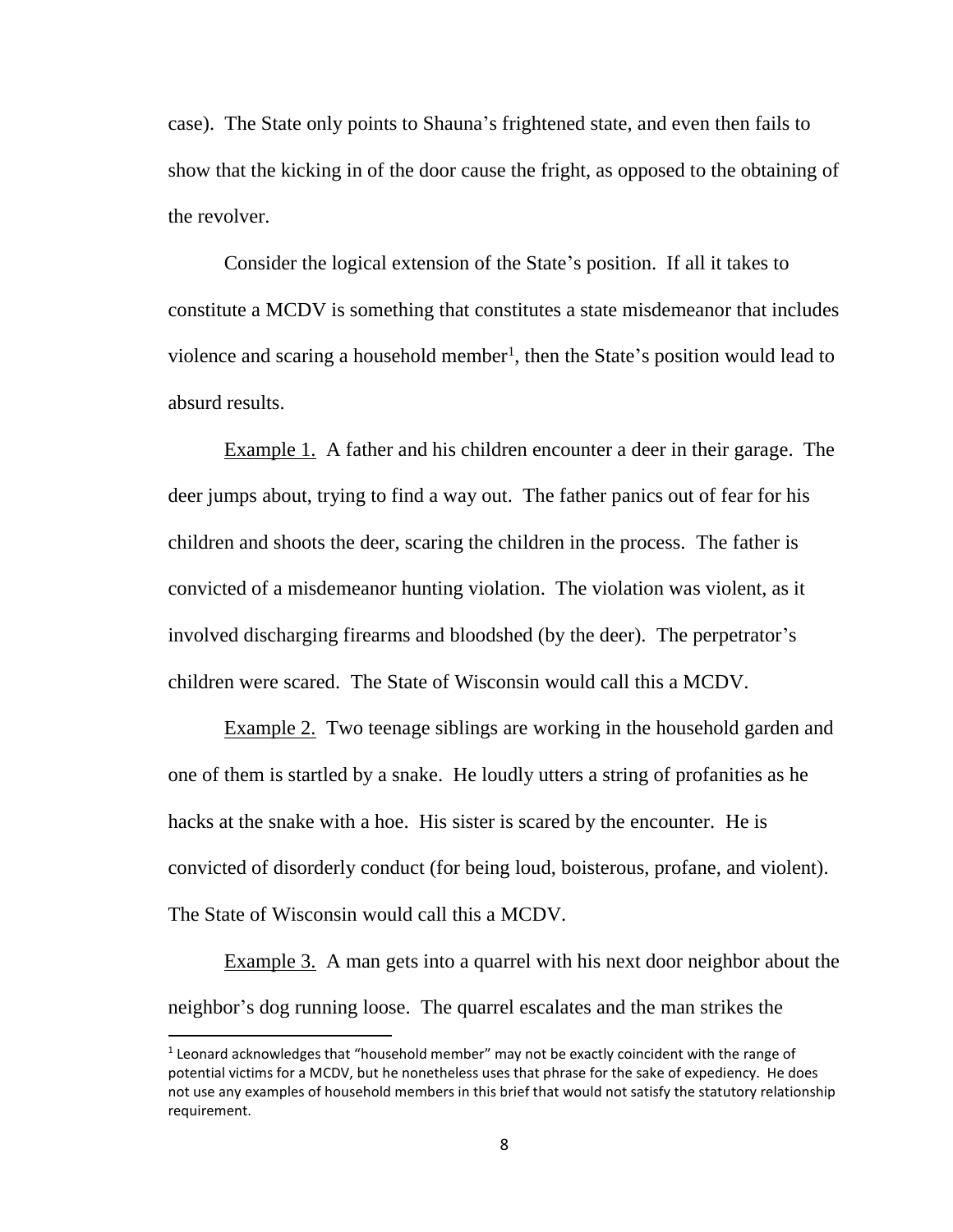case). The State only points to Shauna's frightened state, and even then fails to show that the kicking in of the door cause the fright, as opposed to the obtaining of the revolver.

Consider the logical extension of the State's position. If all it takes to constitute a MCDV is something that constitutes a state misdemeanor that includes violence and scaring a household member[1], then the State's position would lead to absurd results.

Example 1. A father and his children encounter a deer in their garage. The deer jumps about, trying to find a way out. The father panics out of fear for his children and shoots the deer, scaring the children in the process. The father is convicted of a misdemeanor hunting violation. The violation was violent, as it involved discharging firearms and bloodshed (by the deer). The perpetrator's children were scared. The State of Wisconsin would call this a MCDV.

Example 2. Two teenage siblings are working in the household garden and one of them is startled by a snake. He loudly utters a string of profanities as he hacks at the snake with a hoe. His sister is scared by the encounter. He is convicted of disorderly conduct (for being loud, boisterous, profane, and violent). The State of Wisconsin would call this a MCDV.

Example 3. A man gets into a quarrel with his next door neighbor about the neighbor's dog running loose. The quarrel escalates and the man strikes the

[1] Leonard acknowledges that "household member" may not be exactly coincident with the range of potential victims for a MCDV, but he nonetheless uses that phrase for the sake of expediency. He does not use any examples of household members in this brief that would not satisfy the statutory relationship requirement.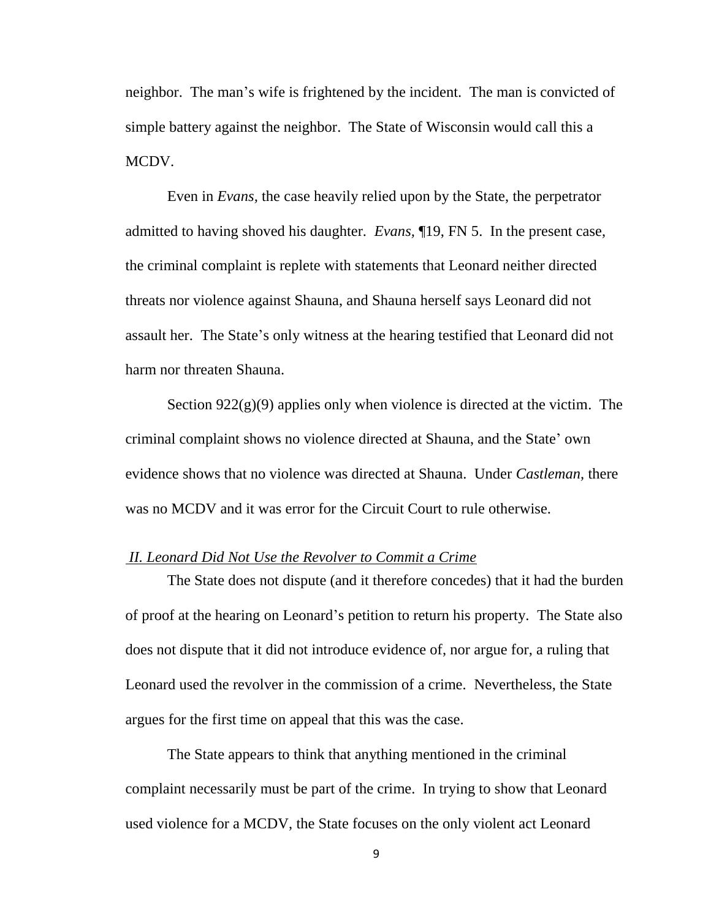neighbor. The man's wife is frightened by the incident. The man is convicted of simple battery against the neighbor. The State of Wisconsin would call this a MCDV.

Even in *Evans*, the case heavily relied upon by the State, the perpetrator admitted to having shoved his daughter. *Evans*, ¶19, FN 5. In the present case, the criminal complaint is replete with statements that Leonard neither directed threats nor violence against Shauna, and Shauna herself says Leonard did not assault her. The State's only witness at the hearing testified that Leonard did not harm nor threaten Shauna.

Section 922(g)(9) applies only when violence is directed at the victim. The criminal complaint shows no violence directed at Shauna, and the State' own evidence shows that no violence was directed at Shauna. Under *Castleman*, there was no MCDV and it was error for the Circuit Court to rule otherwise.

*II. Leonard Did Not Use the Revolver to Commit a Crime*

The State does not dispute (and it therefore concedes) that it had the burden of proof at the hearing on Leonard's petition to return his property. The State also does not dispute that it did not introduce evidence of, nor argue for, a ruling that Leonard used the revolver in the commission of a crime. Nevertheless, the State argues for the first time on appeal that this was the case.

The State appears to think that anything mentioned in the criminal complaint necessarily must be part of the crime. In trying to show that Leonard used violence for a MCDV, the State focuses on the only violent act Leonard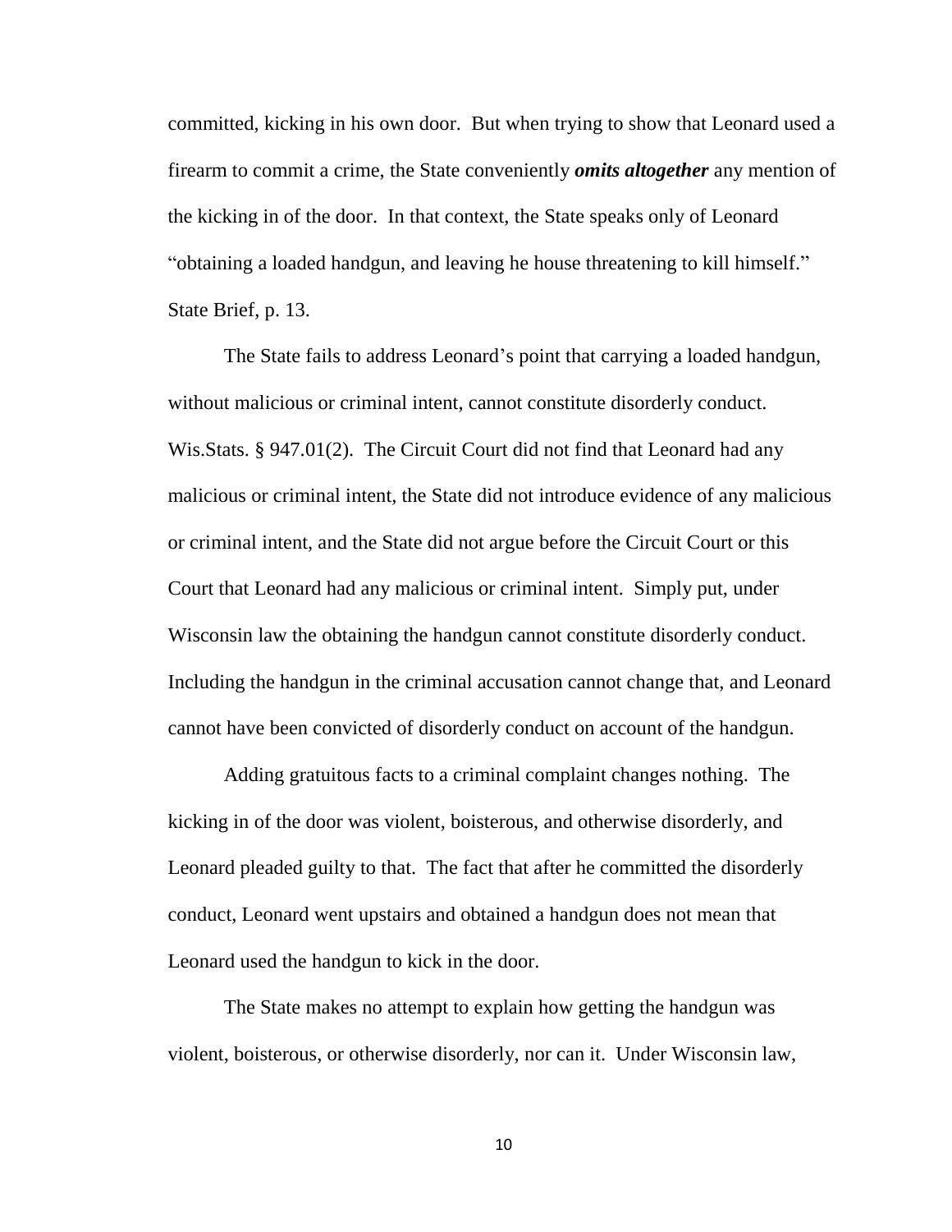committed, kicking in his own door. But when trying to show that Leonard used a firearm to commit a crime, the State conveniently ***omits altogether*** any mention of the kicking in of the door. In that context, the State speaks only of Leonard "obtaining a loaded handgun, and leaving he house threatening to kill himself." State Brief, p. 13.

The State fails to address Leonard's point that carrying a loaded handgun, without malicious or criminal intent, cannot constitute disorderly conduct. Wis.Stats. § 947.01(2). The Circuit Court did not find that Leonard had any malicious or criminal intent, the State did not introduce evidence of any malicious or criminal intent, and the State did not argue before the Circuit Court or this Court that Leonard had any malicious or criminal intent. Simply put, under Wisconsin law the obtaining the handgun cannot constitute disorderly conduct. Including the handgun in the criminal accusation cannot change that, and Leonard cannot have been convicted of disorderly conduct on account of the handgun.

Adding gratuitous facts to a criminal complaint changes nothing. The kicking in of the door was violent, boisterous, and otherwise disorderly, and Leonard pleaded guilty to that. The fact that after he committed the disorderly conduct, Leonard went upstairs and obtained a handgun does not mean that Leonard used the handgun to kick in the door.

The State makes no attempt to explain how getting the handgun was violent, boisterous, or otherwise disorderly, nor can it. Under Wisconsin law,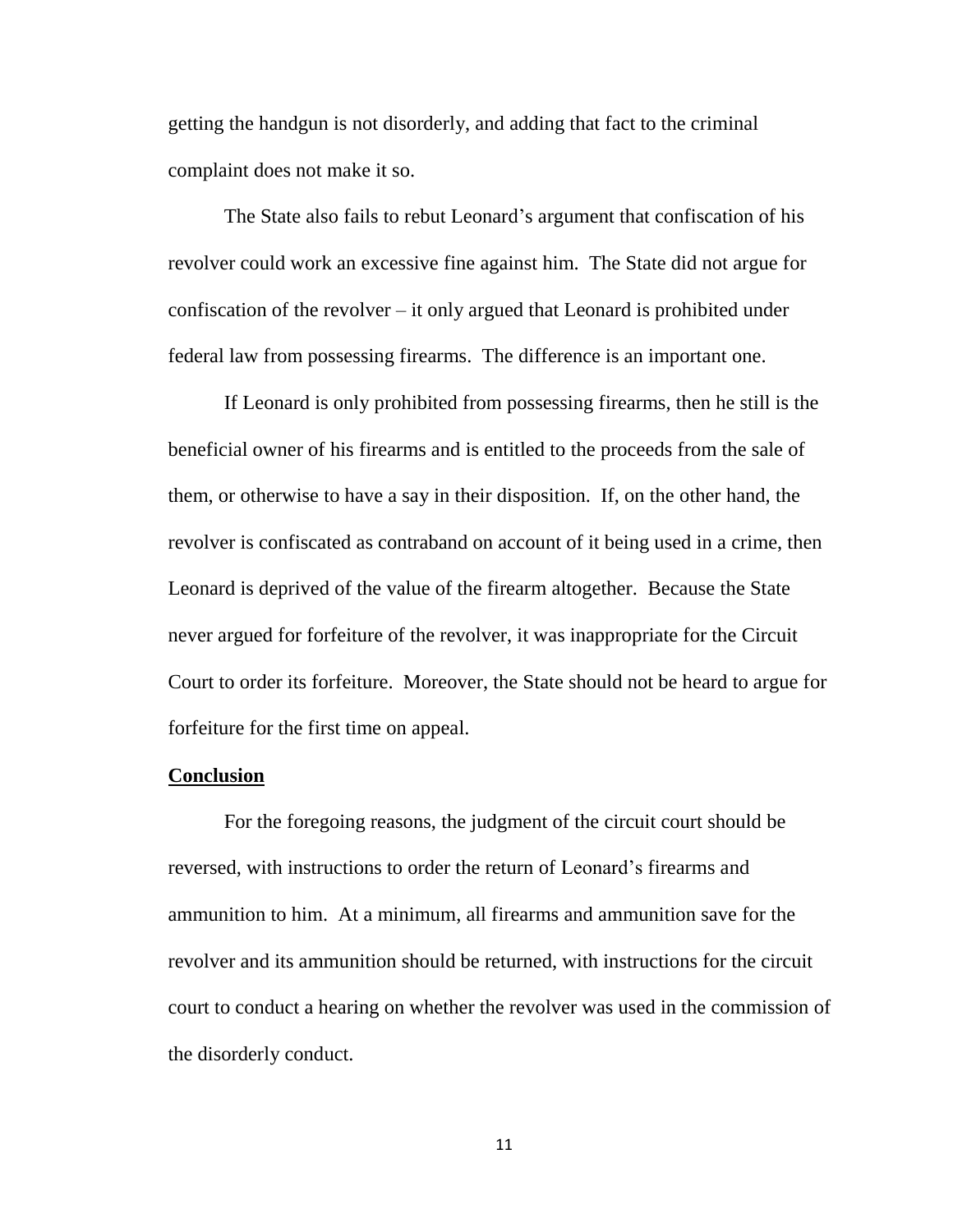getting the handgun is not disorderly, and adding that fact to the criminal complaint does not make it so.

The State also fails to rebut Leonard's argument that confiscation of his revolver could work an excessive fine against him. The State did not argue for confiscation of the revolver – it only argued that Leonard is prohibited under federal law from possessing firearms. The difference is an important one.

If Leonard is only prohibited from possessing firearms, then he still is the beneficial owner of his firearms and is entitled to the proceeds from the sale of them, or otherwise to have a say in their disposition. If, on the other hand, the revolver is confiscated as contraband on account of it being used in a crime, then Leonard is deprived of the value of the firearm altogether. Because the State never argued for forfeiture of the revolver, it was inappropriate for the Circuit Court to order its forfeiture. Moreover, the State should not be heard to argue for forfeiture for the first time on appeal.

**Conclusion**

For the foregoing reasons, the judgment of the circuit court should be reversed, with instructions to order the return of Leonard's firearms and ammunition to him. At a minimum, all firearms and ammunition save for the revolver and its ammunition should be returned, with instructions for the circuit court to conduct a hearing on whether the revolver was used in the commission of the disorderly conduct.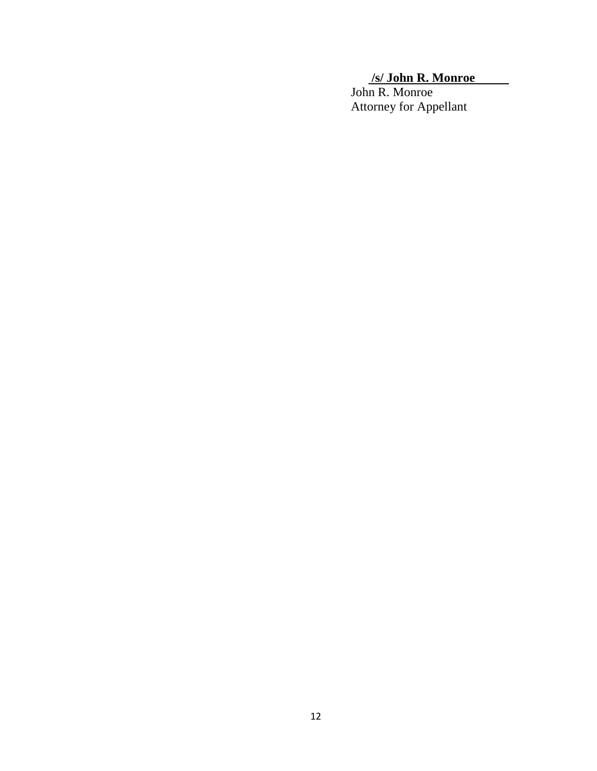**/s/ John R. Monroe**

John R. Monroe
Attorney for Appellant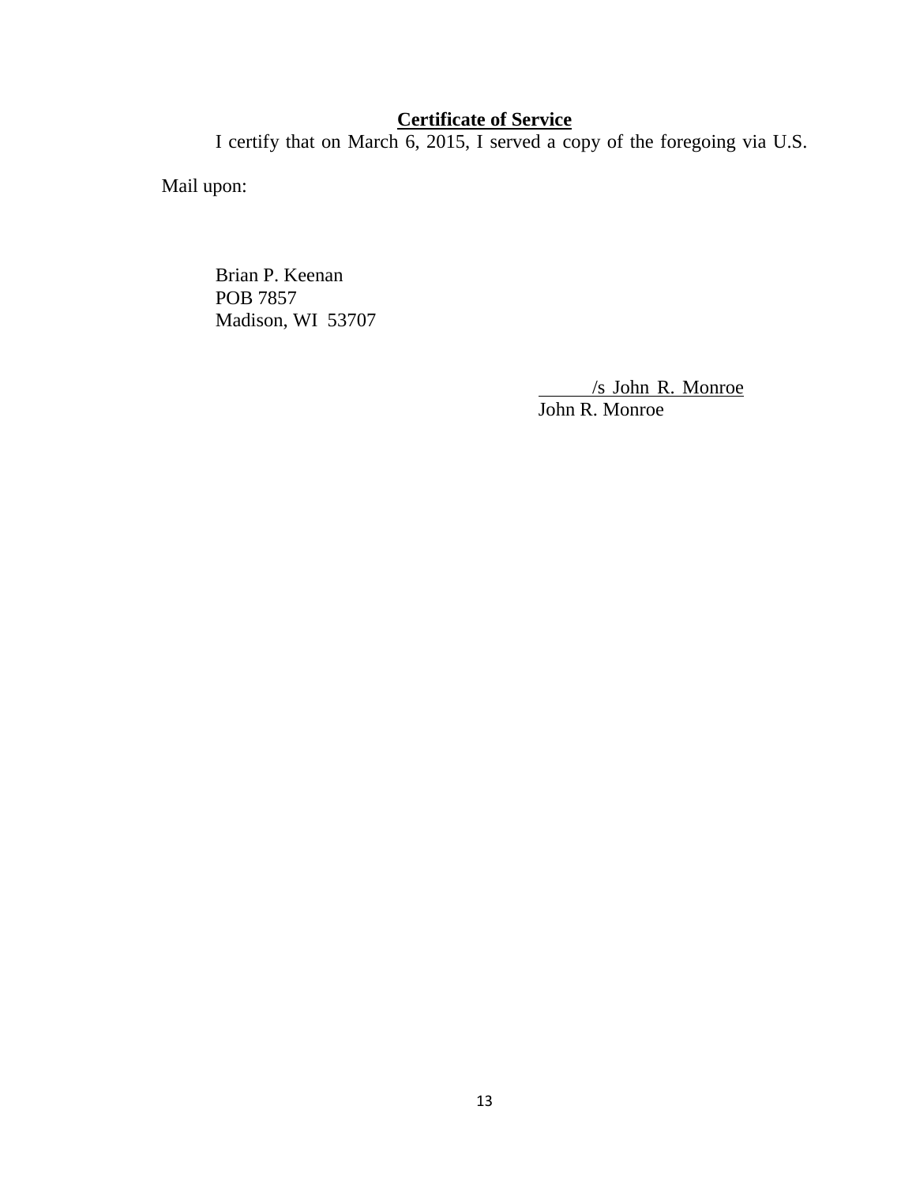**Certificate of Service**

I certify that on March 6, 2015, I served a copy of the foregoing via U.S. Mail upon:

Brian P. Keenan
POB 7857
Madison, WI 53707

/s John R. Monroe
John R. Monroe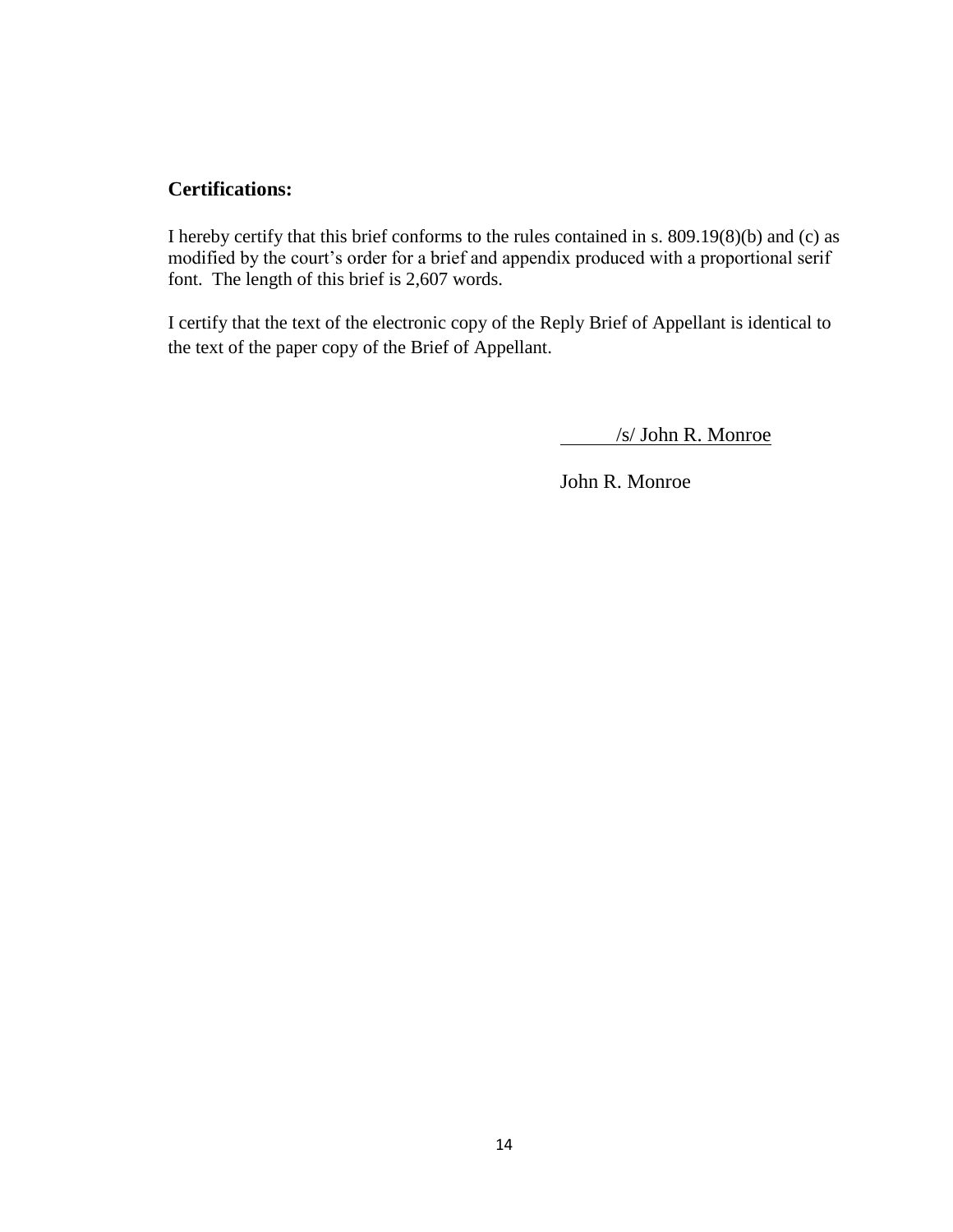**Certifications:**

I hereby certify that this brief conforms to the rules contained in s. 809.19(8)(b) and (c) as modified by the court's order for a brief and appendix produced with a proportional serif font. The length of this brief is 2,607 words.

I certify that the text of the electronic copy of the Reply Brief of Appellant is identical to the text of the paper copy of the Brief of Appellant.

/s/ John R. Monroe

John R. Monroe